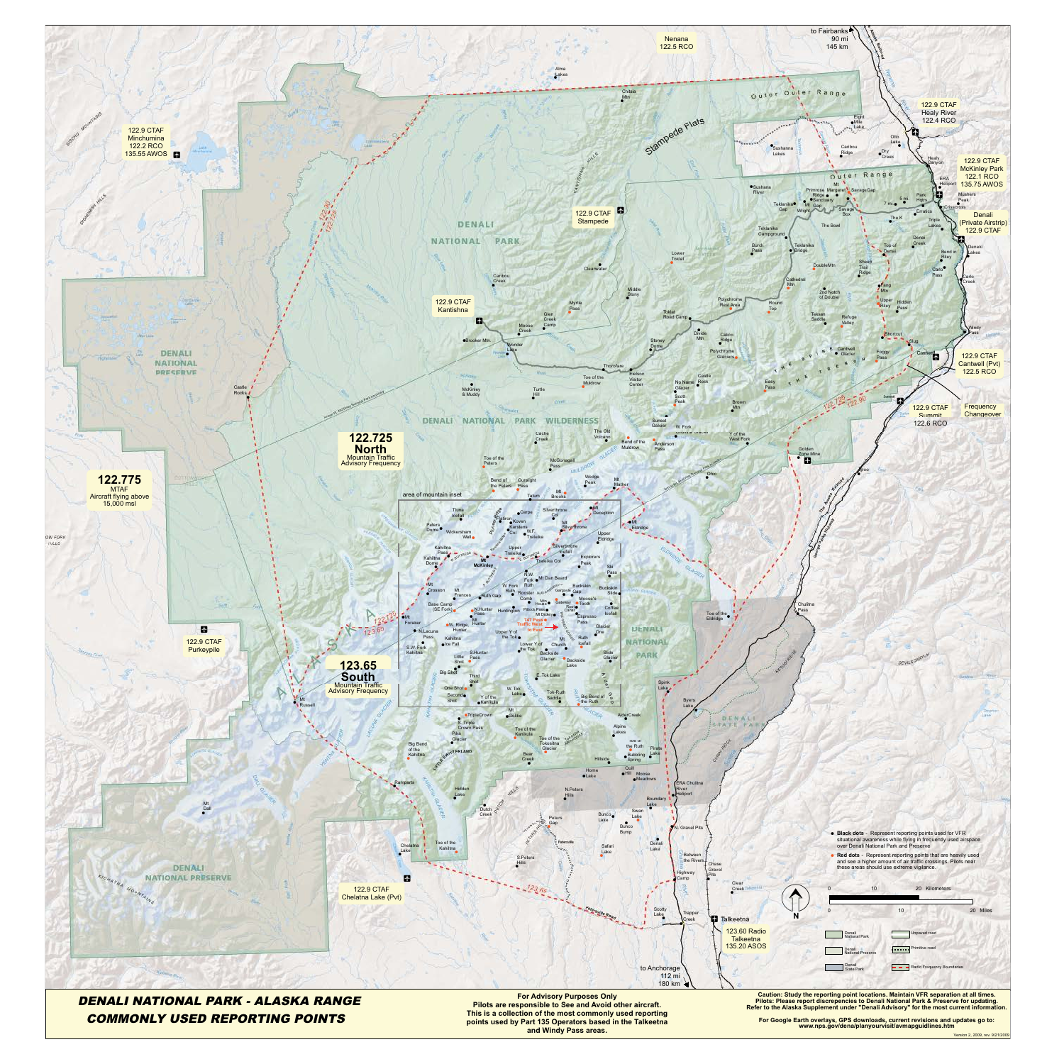# DENALI NATIONAL PARK - ALASKA RANGE
## COMMONLY USED REPORTING POINTS

**For Advisory Purposes Only**
**Pilots are responsible to See and Avoid other aircraft.**
**This is a collection of the most commonly used reporting points used by Part 135 Operators based in the Talkeetna and Windy Pass areas.**

**Caution: Study the reporting point locations. Maintain VFR separation at all times.**
**Pilots: Please report discrepancies to Denali National Park & Preserve for updating.**
**Refer to the Alaska Supplement under "Denali Advisory" for the most current information.**

**For Google Earth overlays, GPS downloads, current revisions and updates go to: www.nps.gov/dena/planyourvisit/avmapguidlines.htm**

Version 2, 2009, rev. 9/21/2009

---

### Frequencies

- **122.725 North** — Mountain Traffic Advisory Frequency
- **123.65 South** — Mountain Traffic Advisory Frequency
- **122.775** — MTAF — Aircraft flying above 15,000 msl
- Nenana 122.5 RCO
- 122.9 CTAF Healy River 122.4 RCO
- 122.9 CTAF McKinley Park 122.1 RCO 135.75 AWOS
- Denali (Private Airstrip) 122.9 CTAF
- 122.9 CTAF Cantwell (Pvt) 122.5 RCO
- 122.9 CTAF Summit 122.6 RCO
- Frequency Changeover
- 122.9 CTAF Minchumina 122.2 RCO 135.55 AWOS
- 122.9 CTAF Stampede
- 122.9 CTAF Kantishna
- 122.9 CTAF Purkeypile
- 122.9 CTAF Chelatna Lake (Pvt)
- 123.60 Radio Talkeetna 135.20 ASOS

to Fairbanks 90 mi 145 km

to Anchorage 112 mi 180 km

### Legend

- **Black dots** - Represent reporting points used for VFR situational awareness while flying in frequently used airspace over Denali National Park and Preserve
- **Red dots** - Represent reporting points that are heavily used and see a higher amount of air traffic crossings. Pilots near these areas should use extreme vigilance.

- Denali National Park
- Denali National Preserve
- Denali State Park
- Unpaved road
- Primitive road
- Radio Frequency Boundaries

Scale: 0 – 10 – 20 Kilometers; 0 – 10 – 20 Miles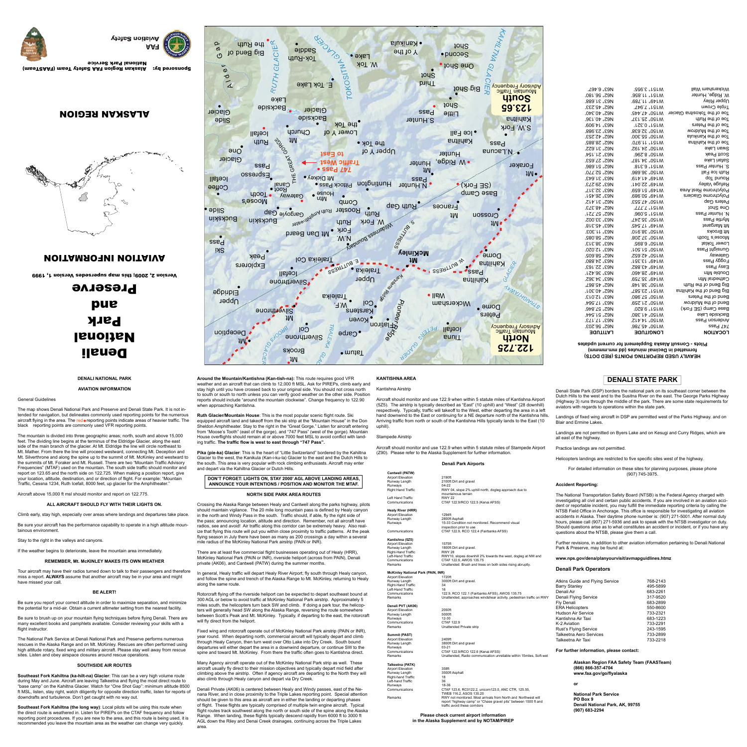# Denali National Park and Preserve

**Version 2, 2009; this map supersedes Version 1, 1999**

## AVIATION INFORMATION

## ALASKAN REGION

**Sponsored by: Alaskan Region FAA Safety Team (FAASTeam)**
**National Park Service**

FAA Aviation Safety

**HEAVILY USED REPORTING POINTS (RED DOTS)**
**formatted in Decimal minutes (dd mm.mmm)**
**Pilots - Consult Alaska Supplement for current updates**

| LOCATION | LONGITUDE | LATITUDE |
|---|---|---|
| 747 Pass | W150 45.768' | N62 56.203' |
| Anderson Pass | W149 14.412' | N63 17.473' |
| Backside Lake | W150 41.380' | N62 51.544' |
| Base Camp (SE Fork) | W151 9.820' | N62 57.946' |
| Bend of the Muldrow | W150 21.259' | N63 17.495' |
| Bend of the Peters | W150 57.980' | N63 12.013' |
| Big Bend of the Kahiltna | W151 23.587' | N62 40.301' |
| Big Bend of the Ruth | W150 38.148' | N62 45.687' |
| Cathedral Mtn | W149 37.539' | N63 34.562' |
| Double Mtn | W149 28.460' | N63 36.421' |
| Easy Pass | W149 49.288' | N63 22.163' |
| Foggy Pass | W149 13.361' | N63 24.080' |
| Gateway | W150 42.652' | N62 58.605' |
| Gunsight Pass | W150 51.501' | N63 12.020' |
| Lower Ticket | W151 6.595' | N63 28.513' |
| Moose's Tooth | W150 37.208' | N62 58.085' |
| Mt Brooks | W150 38.910' | N63 11.305' |
| Mt Margaret | W149 17.545' | N63 45.318' |
| Myrtle Pass | W150 35.247' | N63 33.002' |
| N. Hunter Pass | W151 6.096' | N62 57.121' |
| One Shot | W151 7.777' | N62 48.373' |
| Peters Gap | W150 47.553' | N63 21.412' |
| Polychrome Glaciers | W149 50.989' | N63 26.451' |
| Polychrome Rest Area | W149 51.659' | N63 32.217' |
| Refuge Valley | W149 22.041' | N63 29.273' |
| Round Top | W149 41.419' | N63 31.643' |
| Ruth Ice Fall | W150 36.696' | N62 52.077' |
| S. Hunter Pass | W151 6.318' | N62 51.686' |
| Safari Lake | W150 34.187' | N62 27.653' |
| Scott Peak | W150 8.296' | N63 21.154' |
| Swan Lake | W150 24.162' | N62 31.522' |
| Toe of the Kahiltna | W151 11.076' | N62 28.885' |
| Toe of the Kanikula | W150 55.003' | N62 42.252' |
| Toe of the Muldrow | W150 32.638' | N63 23.398' |
| Toe of the Peters | W151 0.321' | N63 14.909' |
| Toe of the Ruth | W150 25.127' | N62 40.136' |
| Toe of the Tokositna Glacier | W150 47.445' | N62 40.040' |
| Triple Crown | W151 7.947' | N62 45.333' |
| Upper Riley | W149 11.789' | N63 31.889' |
| W. Ridge, Hunter | W151 11.868' | N62 56.180' |
| Wickersham Wall | W151 3.955' | N63 6.467' |

## DENALI NATIONAL PARK

### AVIATION INFORMATION

General Guidelines

The map shows Denali National Park and Preserve and Denali State Park. It is not intended for navigation, but delineates commonly used reporting points for the numerous aircraft flying in the area. The red ● reporting points indicate areas of heavier traffic. The black reporting points are commonly used VFR reporting points.

The mountain is divided into three geographic areas; north, south and above 15,000 feet. The dividing line begins at the terminus of the Eldridge Glacier, along the east side of the main branch of the glacier. At Mt. Eldridge the line will circle northeast to Mt. Mather. From there the line will proceed westward, connecting Mt. Deception and Mt. Silverthrone and along the spine up to the summit of Mt. McKinley and westward to the summits of Mt. Foraker and Mt. Russell. There are two "Mountain Traffic Advisory Frequencies" (MTAF) used on the mountain. The south side traffic should monitor and report on 123.65 and the north side on 122.725. When making a position report, give your location, altitude, destination, and or direction of flight. For example: "Mountain Traffic, Cessna 1234, Ruth Icefall, 8000 feet, up glacier for the Amphitheater."

Aircraft above 15,000 ft msl should monitor and report on 122.775.

#### ALL AIRCRAFT SHOULD FLY WITH THEIR LIGHTS ON.

Climb early, stay high, especially over areas where landings and departures take place.

Be sure your aircraft has the performance capability to operate in a high altitude mountainous environment.

Stay to the right in the valleys and canyons.

If the weather begins to deteriorate, leave the mountain area immediately.

#### REMEMBER, Mt. McKINLEY MAKES ITS OWN WEATHER

Tour aircraft may have their radios turned down to talk to their passengers and therefore miss a report. **ALWAYS** assume that another aircraft may be in your area and might have missed your call.

#### BE ALERT!

Be sure you report your correct altitude in order to maximize separation, and minimize the potential for a mid-air. Obtain a current altimeter setting from the nearest facility.

Be sure to brush up on your mountain flying techniques before flying Denali. There are many excellent books and pamphlets available. Consider reviewing your skills with a flight instructor.

The National Park Service at Denali National Park and Preserve performs numerous rescues in the Alaska Range and on Mt. McKinley. Rescues are often performed using high altitude rotary, fixed wing and military aircraft. Please stay well away from rescue sites. Listen and obey airspace closures around rescue operations.

#### SOUTHSIDE AIR ROUTES

**Southeast Fork Kahiltna (ka-hilt-na) Glacier**: This can be a very high volume route during May and June. Aircraft are leaving Talkeetna and flying the most direct route to "base camp" on the Kahiltna Glacier. Watch for "One Shot Gap": minimum altitude 8500 ft MSL, listen, stay right, watch diligently for opposite direction traffic, listen for reports of downdrafts and turbulence. Don't get caught with no way out.

**Southeast Fork Kahiltna (the long way)**: Local pilots will be using this route when the direct route is weathered in. Listen for PIREPs on the CTAF frequency and follow reporting point procedures. If you are new to the area, and this route is being used, it is recommended you leave the mountain area as the weather can change very quickly.

**Around the Mountain/Kantishna (Kan-tish-na):** This route requires good VFR weather and an aircraft that can climb to 12,000 ft MSL. Ask for PIREPs, climb early and stay high until you have crossed back to your original side. You should not cross north to south or south to north unless you can verify good weather on the other side. Position reports should include "around the mountain clockwise". Change frequency to 122.90 when approaching Kantishna.

**Ruth Glacier/Mountain House**: This is the most popular scenic flight route. Ski equipped aircraft land and takeoff from the ski strip at the "Mountain House" in the Don Sheldon Amphitheater. Stay to the right in the "Great Gorge." Listen for aircraft entering from "Moose's Tooth" (east of the gorge), and "747 Pass" (west of the gorge). Mountain House overflights should remain at or above 7000 feet MSL to avoid conflict with landing traffic. **The traffic flow is west to east through "747 Pass".**

**Pika (pie-ka) Glacier**: This is the heart of "Little Switzerland" bordered by the Kahiltna Glacier to the west, the Kanikula (Kan-i-ku-la) Glacier to the east and the Dutch Hills to the south. This area is very popular with rock climbing enthusiasts. Aircraft may enter and depart via the Kahiltna Glacier or Dutch Hills.

**DON'T FORGET: LIGHTS ON, STAY 2000' AGL ABOVE LANDING AREAS, ANNOUNCE YOUR INTENTIONS / POSITION AND MONITOR THE MTAF.**

#### NORTH SIDE PARK AREA ROUTES

Crossing the Alaska Range between Healy and Cantwell along the parks highway, pilots should maintain vigilance. The 20 mile long mountain pass is defined by Healy canyon in the north and Windy Pass in the south. Traffic should, if able, fly the right side of the pass; announcing location, altitude and direction. Remember, not all aircraft have radios, see and avoid! Air traffic along this corridor can be extremely heavy. Also realize that flying this route will put you within close proximity to traffic patterns. At the peak flying season in July there have been as many as 200 crossings a day within a several mile radius of the McKinley National Park airstrip (PAIN or INR).

There are at least five commercial flight businesses operating out of Healy (HRR), McKinley National Park (PAIN or INR), riverside heliport (across from PAIN), Denali private (AK06), and Cantwell (PATW) during the summer months.

In general, Healy traffic will depart Healy River Airport; fly south through Healy Canyon, and follow the spine and trench of the Alaska Range to Mt. McKinley, returning to Healy along the same route.

Rotorcraft flying off the riverside heliport can be expected to depart southeast bound at 300 AGL or below to avoid traffic at McKinley National Park airstrip. Approximately 5 miles south, the helicopters turn back SW and climb. If doing a park tour, the helicopters will generally head SW along the Alaska Range, reversing the route somewhere between Scott's Peak and Mt. McKinley. Typically, if departing to the east, the rotorcraft will fly direct from the heliport.

Fixed wing and rotorcraft operate out of McKinley National Park airstrip (PAIN or INR), year round. When departing north, commercial aircraft will typically depart and climb through Healy Canyon, then turn west over Otto Lake into Dry Creek. South bound departures will either depart the area in a downwind direction, or continue SW to the spine and toward Mt. McKinley. From there the traffic often goes to Kantishna direct.

Many Agency aircraft operate out of the McKinley National Park strip as well. These aircraft usually fly direct to their mission objectives and typically depart mid field after climbing above the airstrip. Often if agency aircraft are departing to the North they will also climb through Healy canyon and depart via Dry Creek.

Denali Private (AK06) is centered between Healy and Windy passes, east of the Nenana River, and in close proximity to the Triple Lakes reporting point. Special attention should be given to this area as aircraft are in either the landing or departing phases of flight. These flights are typically comprised of multiple twin engine aircraft. Typical flight routes track southwest along the north or south side of the spine along the Alaska Range. When landing, these flights typically descend rapidly from 6000 ft to 3000 ft AGL down the Riley and Denai Creek drainages, continuing across the Triple Lakes area.

#### KANTISHNA AREA

Kantishna Airstrip

Aircraft should monitor and use 122.9 when within 5 statute miles of Kantishna Airport (5Z5). The airstrip is typically described as "East" (10 uphill) and "West" (28 downhill) respectively. Typically, traffic will takeoff to the West, either departing the area in a left hand downwind to the East or continuing for a NE departure north of the Kantishna hills. Arriving traffic from north or south of the Kantishna Hills typically lands to the East (10 uphill).

Stampede Airstrip

Aircraft should monitor and use 122.9 when within 5 statute miles of Stampede Airport (Z90). Please refer to the Alaska Supplement for further information.

#### Denali Park Airports

**Cantwell (PATW)**

| | |
|---|---|
| Airport Elevation | 2190ft |
| Runway Length | 2100ft Dirt and gravel |
| Runways | 04-22 |
| Right Hand Traffic | RWY 04, slope 2% uphill north, dogleg approach due to mountainous terrain |
| Left Hand Traffic | RWY 22 |
| Communications | CTAF 122.9/RCO 122.5 (Kenai AFSS) |

**Healy River (HRR)**

| | |
|---|---|
| Airport Elevation | 1294ft |
| Runway Length | 2800ft Asphalt |
| Runways | 15-33 Condition not monitored. Recommend visual inspection prior to use |
| Communications | CTAF 122.9, RCO 122.4 (Fairbanks AFSS) |

**Kantishna (5Z5)**

| | |
|---|---|
| Airport Elevation | 1575ft |
| Runway Length | 1800ft Dirt and gravel. |
| Right-Hand Traffic | RWY 28 |
| Left-Hand Traffic | RWY10, slopes downhill 2% towards the west, dogleg at NW and |
| Communications | CTAF 122.9, AWOS 135.75 |
| Remarks | Unattended. Brush and trees on both sides rising abruptly. |

**McKinley National Park (PAIN, INR)**

| | |
|---|---|
| Airport Elevation | 1720ft |
| Runway Length | 3000ft Dirt and gravel. |
| Right-Hand Traffic | 34 |
| Left-Hand Traffic | 16 |
| Communications | 122.9, RCO 122.1 (Fairbanks AFSS), AWOS 135.75 |
| Remarks | Unattended, approaches windshear activity, pedestrian traffic on RWY |

**Denali PVT (AK06)**

| | |
|---|---|
| Airport Elevation | 2050ft |
| Runway Length | 5000ft |
| Runways | 12-30 |
| Communications | CTAF 122.9 |
| Remarks | Unattended Private strip |

**Summit (PAST)**

| | |
|---|---|
| Airport Elevation | 2409ft |
| Runway Length | 3800ft Dirt and gravel |
| Runways | 03-21 |
| Communications | CTAF 122.9/RCO 122.6 (Kenai AFSS) |
| Remarks | Unattended, Radio communication unreliable within 15miles, Soft-wet |

**Talkeetna (PATK)**

| | |
|---|---|
| Airport Elevation | 358ft |
| Runway Length | 3500ft Asphalt |
| Right-hand Traffic | 18 |
| Left-Hand Traffic | 36 |
| Runways | 18-36 |
| Communications | CTAF 122.6, RC0122.2, unicom123.0, ANC CTR, 125.55, TWEB 116.2, ASOS 135.20 |
| Remarks | RWY not monitored. Make arrivals from North and Northwest will report "highway camp" or "Chase gravel pits" between 1500 ft and traffic avoid these corridors |

**Please check current airport information in the Alaska Supplement and by NOTAM/PIREP**

## DENALI STATE PARK

Denali State Park (DSP) borders the national park on its southeast corner between the Dutch Hills to the west and to the Susitna River on the east. The George Parks Highway (Highway 3) runs through the middle of the park. There are some state requirements for aviators with regards to operations within the state park.

Landings of fixed wing aircraft in DSP are permitted west of the Parks Highway. and on Blair and Ermine Lakes.

Landings are not permitted on Byers Lake and on Kesugi and Curry Ridges, which are all east of the highway.

Practice landings are not permitted.

Helicopters landings are restricted to five specific sites west of the highway.

For detailed information on these sites for planning purposes, please phone (907) 745-3975.

**Accident Reporting:**

The National Transportation Safety Board (NTSB) is the Federal Agency charged with investigating all civil and certain public accidents. If you are involved in an aviation accident or reportable incident, you may fulfill the reporting criteria by calling the NTSB Field Office in Anchorage. This office is responsible for investigating all aviation accidents in Alaska. Their daytime phone number is: (907) 271-5001. After normal duty hours, please call (907) 271-5936 and ask to speak with the NTSB investigator on duty. Should questions arise as to what constitutes an accident or incident, or if you have any questions about the NTSB, please give them a call.

Further revisions, in addition to other aviation information pertaining to Denali National Park & Preserve, may be found at:

**www.nps.gov/dena/planyourvisit/avmapguidlines.htmz**

### Denali Park Operators

| | |
|---|---|
| Atkins Guide and Flying Service | 768-2143 |
| Barry Stanley | 495-5899 |
| Denali Air | 683-2261 |
| Denali Flying Service | 317-9520 |
| Fly Denali | 683-2899 |
| ERA Helicopters | 550-8600 |
| Hudson Air Service | 733-2321 |
| Kantishna Air Taxi | 683-1223 |
| K-2 Aviation | 733-2291 |
| Rust's Flying Service | 243-1595 |
| Talkeetna Aero Services | 733-2899 |
| Talkeetna Air Taxi | 733-2218 |

**For further information, please contact:**

**Alaskan Region FAA Safety Team (FAASTeam)**
**(866) 866-357-4704**
**www.faa.gov/go/flyalaska**

**or**

**National Park Service**
**PO Box 9**
**Denali National Park, AK, 99755**
**(907) 683-2294**